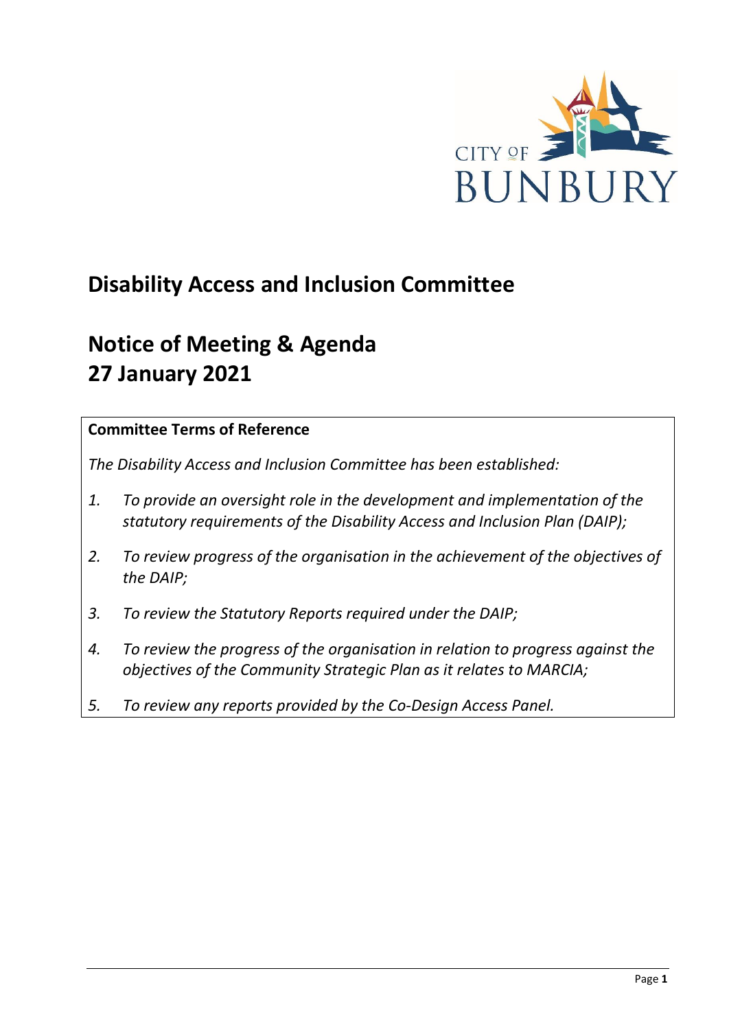# Disability Access and Inclusion Committee

# Notice of Meeting & Agenda
# 27 January 2021

**Committee Terms of Reference**

*The Disability Access and Inclusion Committee has been established:*

1. *To provide an oversight role in the development and implementation of the statutory requirements of the Disability Access and Inclusion Plan (DAIP);*
2. *To review progress of the organisation in the achievement of the objectives of the DAIP;*
3. *To review the Statutory Reports required under the DAIP;*
4. *To review the progress of the organisation in relation to progress against the objectives of the Community Strategic Plan as it relates to MARCIA;*
5. *To review any reports provided by the Co-Design Access Panel.*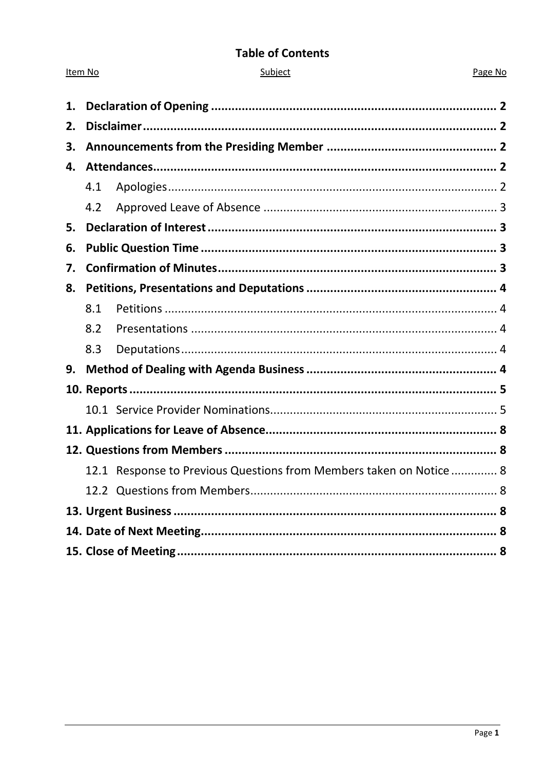# Table of Contents

| Item No | Subject | Page No |
| --- | --- | --- |
| **1.** | **Declaration of Opening** | **2** |
| **2.** | **Disclaimer** | **2** |
| **3.** | **Announcements from the Presiding Member** | **2** |
| **4.** | **Attendances** | **2** |
| 4.1 | Apologies | 2 |
| 4.2 | Approved Leave of Absence | 3 |
| **5.** | **Declaration of Interest** | **3** |
| **6.** | **Public Question Time** | **3** |
| **7.** | **Confirmation of Minutes** | **3** |
| **8.** | **Petitions, Presentations and Deputations** | **4** |
| 8.1 | Petitions | 4 |
| 8.2 | Presentations | 4 |
| 8.3 | Deputations | 4 |
| **9.** | **Method of Dealing with Agenda Business** | **4** |
| **10.** | **Reports** | **5** |
| 10.1 | Service Provider Nominations | 5 |
| **11.** | **Applications for Leave of Absence** | **8** |
| **12.** | **Questions from Members** | **8** |
| 12.1 | Response to Previous Questions from Members taken on Notice | 8 |
| 12.2 | Questions from Members | 8 |
| **13.** | **Urgent Business** | **8** |
| **14.** | **Date of Next Meeting** | **8** |
| **15.** | **Close of Meeting** | **8** |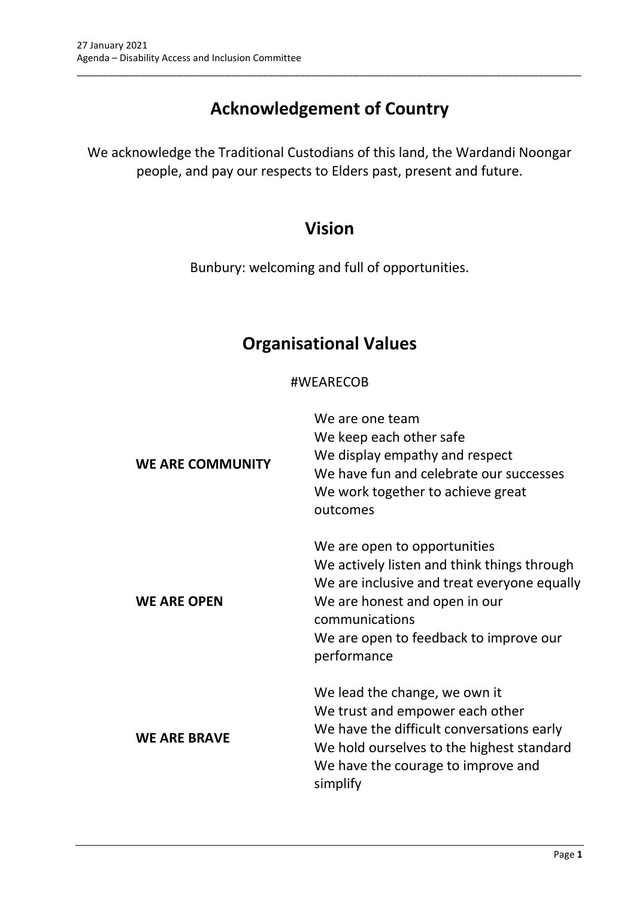# Acknowledgement of Country

We acknowledge the Traditional Custodians of this land, the Wardandi Noongar people, and pay our respects to Elders past, present and future.

# Vision

Bunbury: welcoming and full of opportunities.

# Organisational Values

#WEARECOB

| | |
|---|---|
| **WE ARE COMMUNITY** | We are one team<br>We keep each other safe<br>We display empathy and respect<br>We have fun and celebrate our successes<br>We work together to achieve great outcomes |
| **WE ARE OPEN** | We are open to opportunities<br>We actively listen and think things through<br>We are inclusive and treat everyone equally<br>We are honest and open in our communications<br>We are open to feedback to improve our performance |
| **WE ARE BRAVE** | We lead the change, we own it<br>We trust and empower each other<br>We have the difficult conversations early<br>We hold ourselves to the highest standard<br>We have the courage to improve and simplify |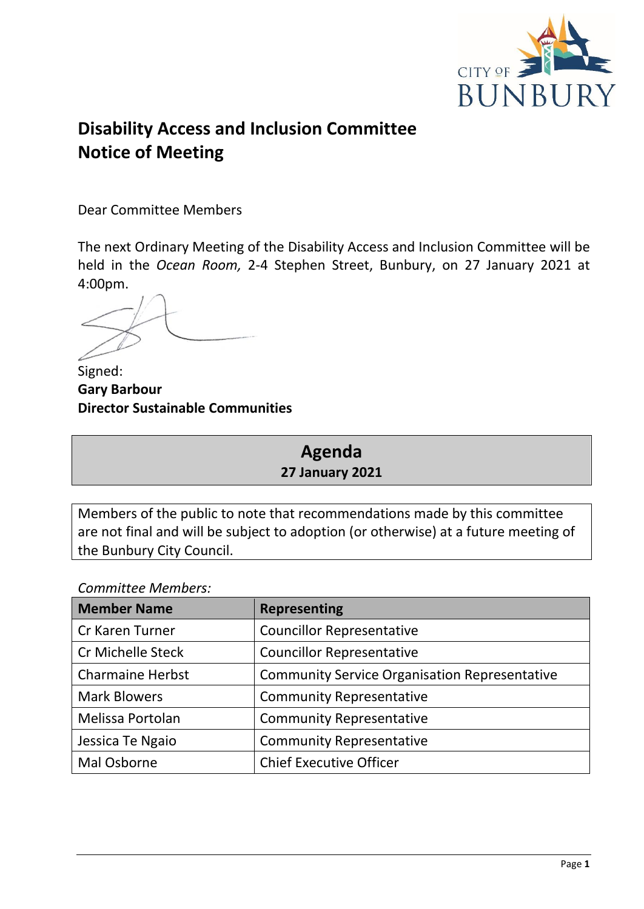# Disability Access and Inclusion Committee Notice of Meeting

Dear Committee Members

The next Ordinary Meeting of the Disability Access and Inclusion Committee will be held in the *Ocean Room,* 2-4 Stephen Street, Bunbury, on 27 January 2021 at 4:00pm.

Signed:
**Gary Barbour**
**Director Sustainable Communities**

## Agenda
**27 January 2021**

Members of the public to note that recommendations made by this committee are not final and will be subject to adoption (or otherwise) at a future meeting of the Bunbury City Council.

*Committee Members:*

| Member Name | Representing |
|---|---|
| Cr Karen Turner | Councillor Representative |
| Cr Michelle Steck | Councillor Representative |
| Charmaine Herbst | Community Service Organisation Representative |
| Mark Blowers | Community Representative |
| Melissa Portolan | Community Representative |
| Jessica Te Ngaio | Community Representative |
| Mal Osborne | Chief Executive Officer |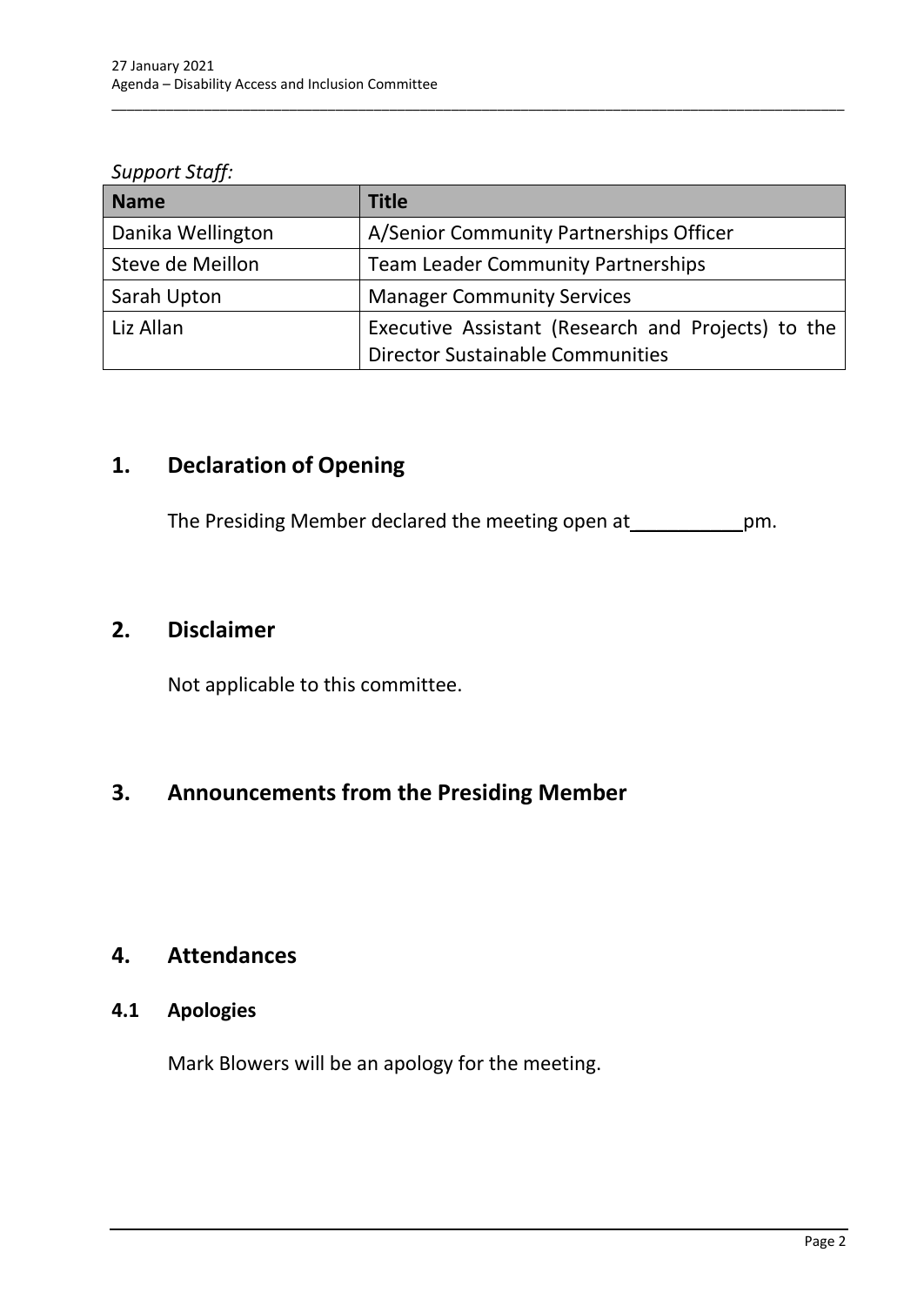*Support Staff:*

| Name | Title |
| --- | --- |
| Danika Wellington | A/Senior Community Partnerships Officer |
| Steve de Meillon | Team Leader Community Partnerships |
| Sarah Upton | Manager Community Services |
| Liz Allan | Executive Assistant (Research and Projects) to the Director Sustainable Communities |

## 1. Declaration of Opening

The Presiding Member declared the meeting open at ___________pm.

## 2. Disclaimer

Not applicable to this committee.

## 3. Announcements from the Presiding Member

## 4. Attendances

### 4.1 Apologies

Mark Blowers will be an apology for the meeting.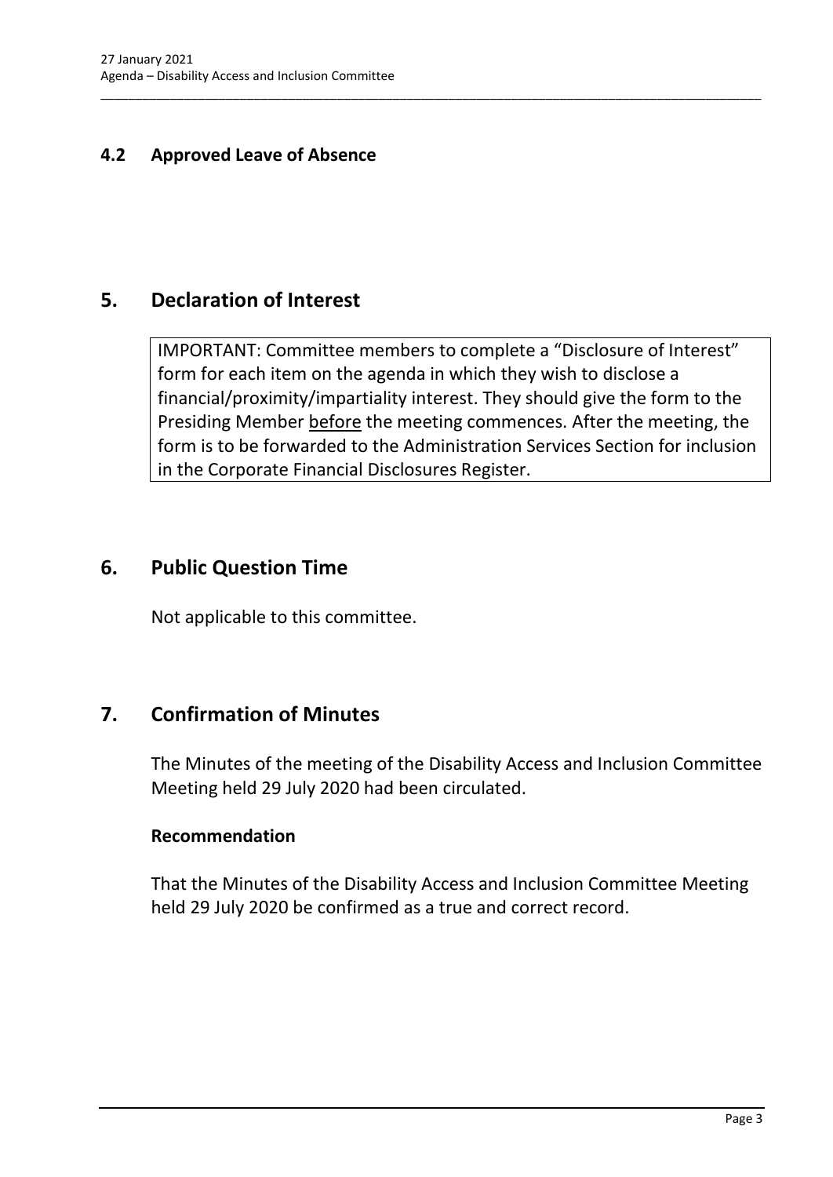### 4.2 Approved Leave of Absence

## 5. Declaration of Interest

IMPORTANT: Committee members to complete a "Disclosure of Interest" form for each item on the agenda in which they wish to disclose a financial/proximity/impartiality interest. They should give the form to the Presiding Member before the meeting commences. After the meeting, the form is to be forwarded to the Administration Services Section for inclusion in the Corporate Financial Disclosures Register.

## 6. Public Question Time

Not applicable to this committee.

## 7. Confirmation of Minutes

The Minutes of the meeting of the Disability Access and Inclusion Committee Meeting held 29 July 2020 had been circulated.

**Recommendation**

That the Minutes of the Disability Access and Inclusion Committee Meeting held 29 July 2020 be confirmed as a true and correct record.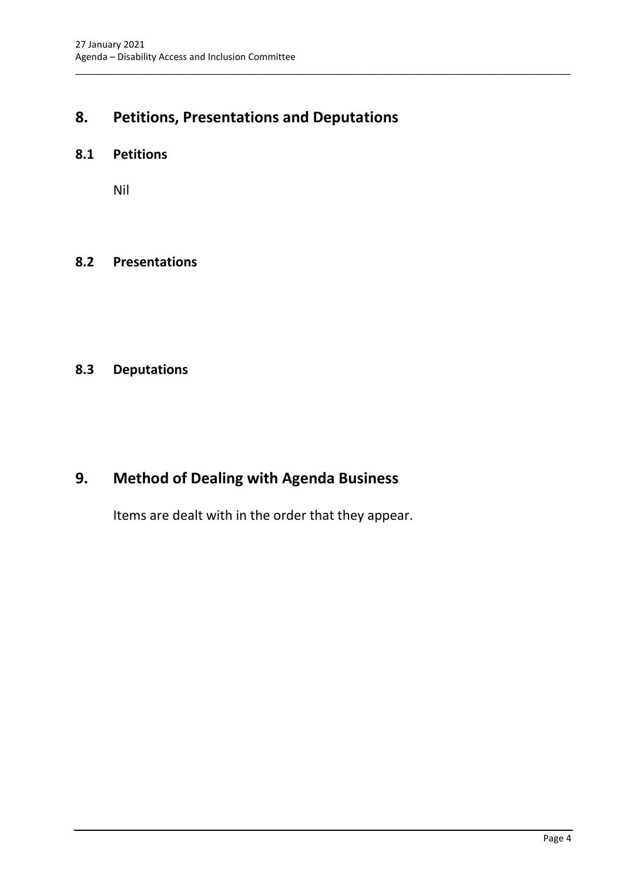# 8. Petitions, Presentations and Deputations

## 8.1 Petitions

Nil

## 8.2 Presentations

## 8.3 Deputations

# 9. Method of Dealing with Agenda Business

Items are dealt with in the order that they appear.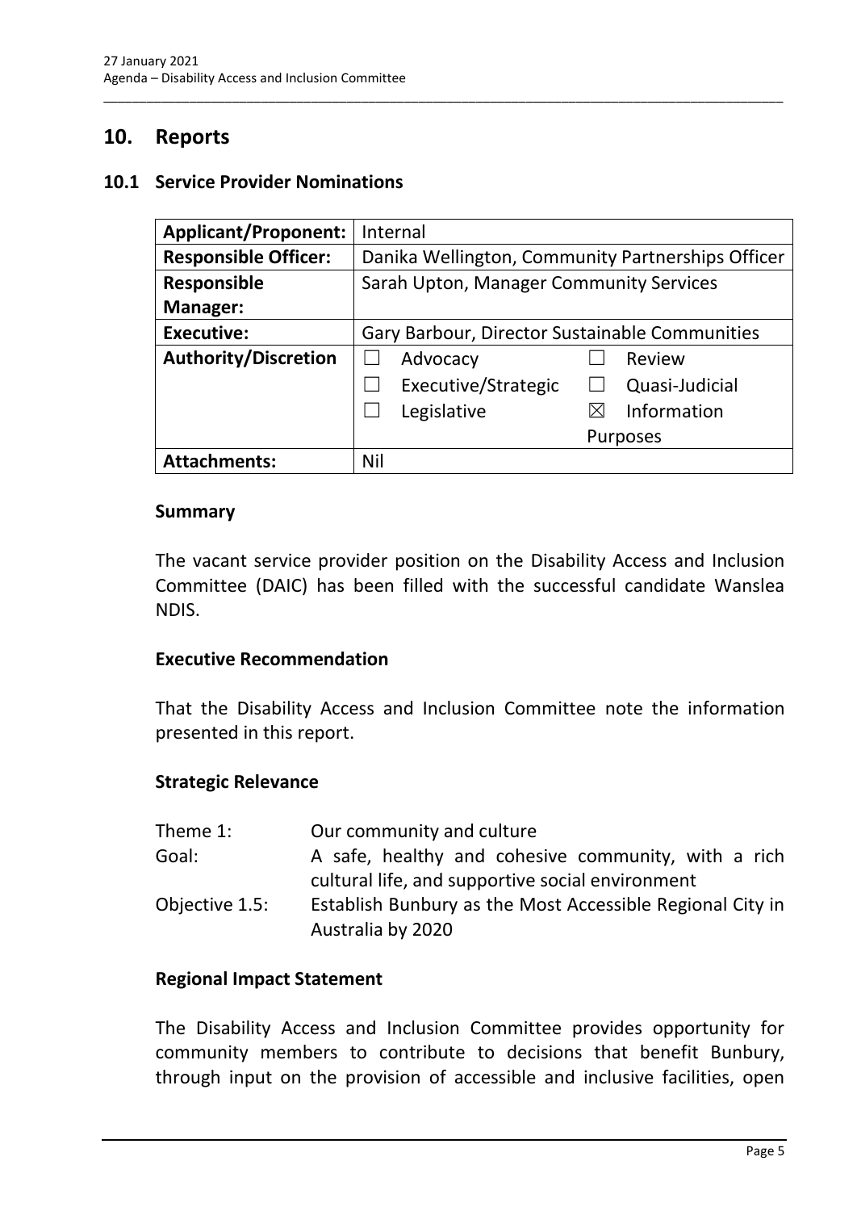## 10. Reports

### 10.1 Service Provider Nominations

| **Applicant/Proponent:** | Internal | |
|---|---|---|
| **Responsible Officer:** | Danika Wellington, Community Partnerships Officer | |
| **Responsible Manager:** | Sarah Upton, Manager Community Services | |
| **Executive:** | Gary Barbour, Director Sustainable Communities | |
| **Authority/Discretion** | ☐ Advocacy | ☐ Review |
| | ☐ Executive/Strategic | ☐ Quasi-Judicial |
| | ☐ Legislative | ☒ Information Purposes |
| **Attachments:** | Nil | |

#### Summary

The vacant service provider position on the Disability Access and Inclusion Committee (DAIC) has been filled with the successful candidate Wanslea NDIS.

#### Executive Recommendation

That the Disability Access and Inclusion Committee note the information presented in this report.

#### Strategic Relevance

| | |
|---|---|
| Theme 1: | Our community and culture |
| Goal: | A safe, healthy and cohesive community, with a rich cultural life, and supportive social environment |
| Objective 1.5: | Establish Bunbury as the Most Accessible Regional City in Australia by 2020 |

#### Regional Impact Statement

The Disability Access and Inclusion Committee provides opportunity for community members to contribute to decisions that benefit Bunbury, through input on the provision of accessible and inclusive facilities, open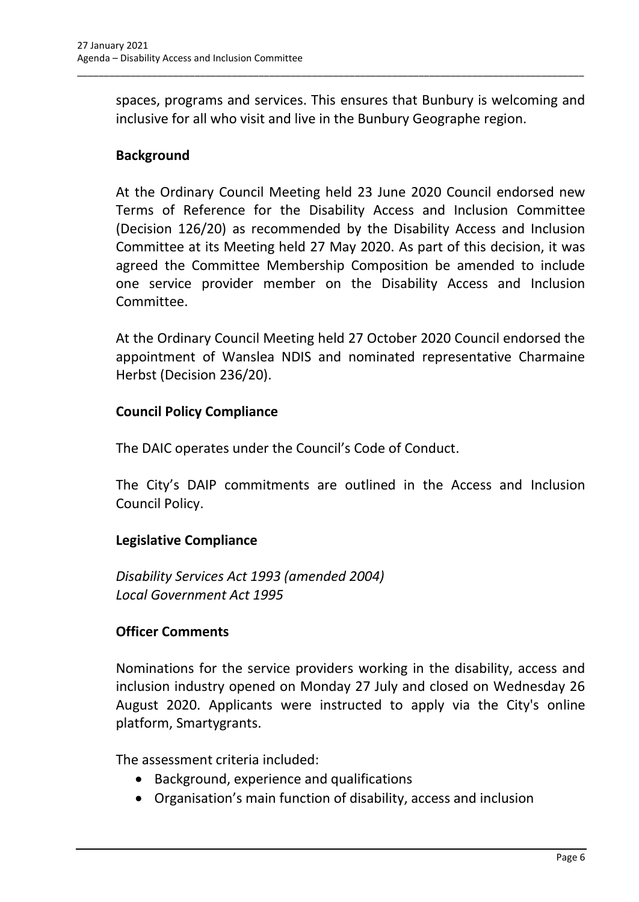spaces, programs and services. This ensures that Bunbury is welcoming and inclusive for all who visit and live in the Bunbury Geographe region.

**Background**

At the Ordinary Council Meeting held 23 June 2020 Council endorsed new Terms of Reference for the Disability Access and Inclusion Committee (Decision 126/20) as recommended by the Disability Access and Inclusion Committee at its Meeting held 27 May 2020. As part of this decision, it was agreed the Committee Membership Composition be amended to include one service provider member on the Disability Access and Inclusion Committee.

At the Ordinary Council Meeting held 27 October 2020 Council endorsed the appointment of Wanslea NDIS and nominated representative Charmaine Herbst (Decision 236/20).

**Council Policy Compliance**

The DAIC operates under the Council's Code of Conduct.

The City's DAIP commitments are outlined in the Access and Inclusion Council Policy.

**Legislative Compliance**

*Disability Services Act 1993 (amended 2004)*
*Local Government Act 1995*

**Officer Comments**

Nominations for the service providers working in the disability, access and inclusion industry opened on Monday 27 July and closed on Wednesday 26 August 2020. Applicants were instructed to apply via the City's online platform, Smartygrants.

The assessment criteria included:

- Background, experience and qualifications
- Organisation's main function of disability, access and inclusion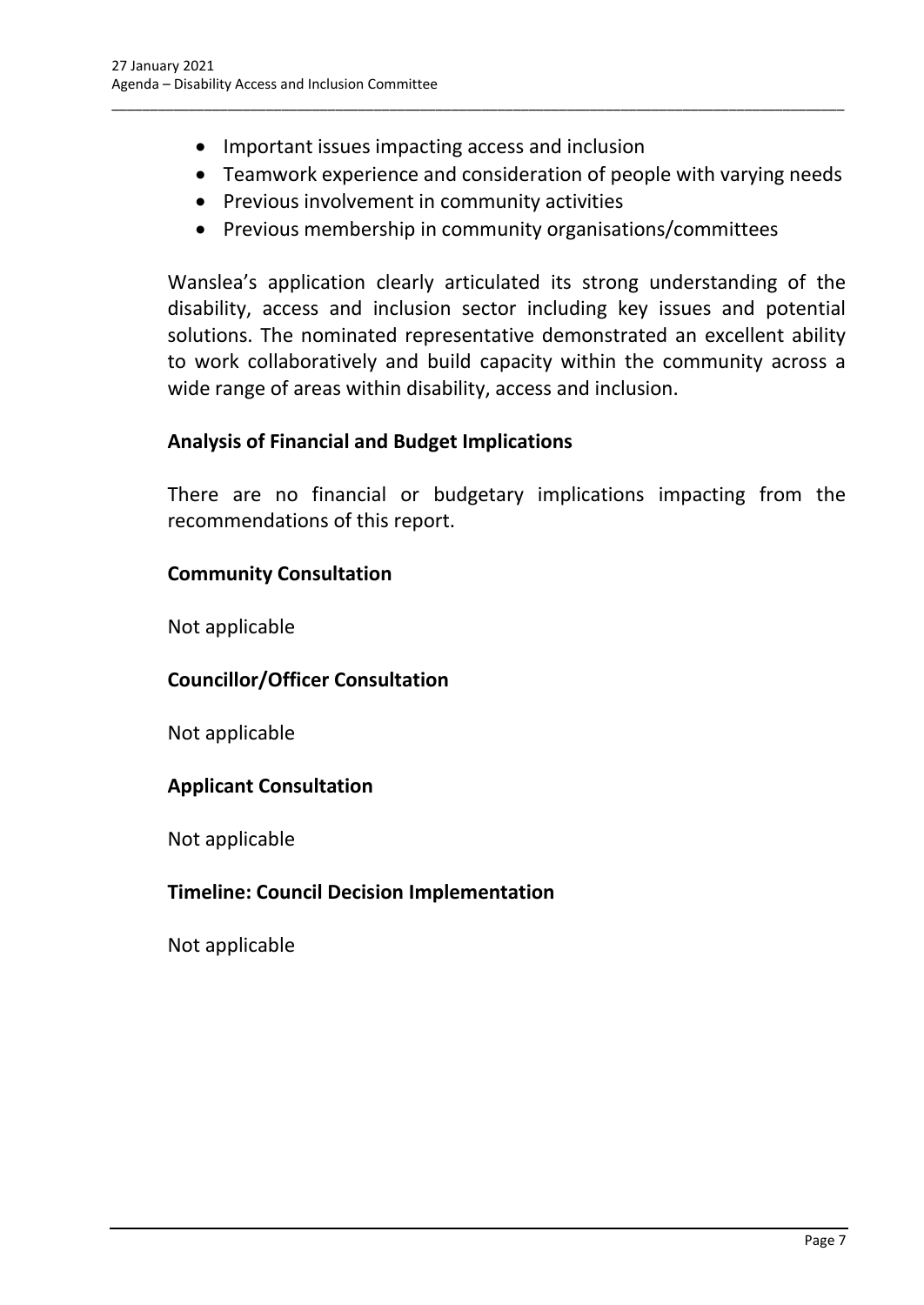- Important issues impacting access and inclusion
- Teamwork experience and consideration of people with varying needs
- Previous involvement in community activities
- Previous membership in community organisations/committees

Wanslea's application clearly articulated its strong understanding of the disability, access and inclusion sector including key issues and potential solutions. The nominated representative demonstrated an excellent ability to work collaboratively and build capacity within the community across a wide range of areas within disability, access and inclusion.

**Analysis of Financial and Budget Implications**

There are no financial or budgetary implications impacting from the recommendations of this report.

**Community Consultation**

Not applicable

**Councillor/Officer Consultation**

Not applicable

**Applicant Consultation**

Not applicable

**Timeline: Council Decision Implementation**

Not applicable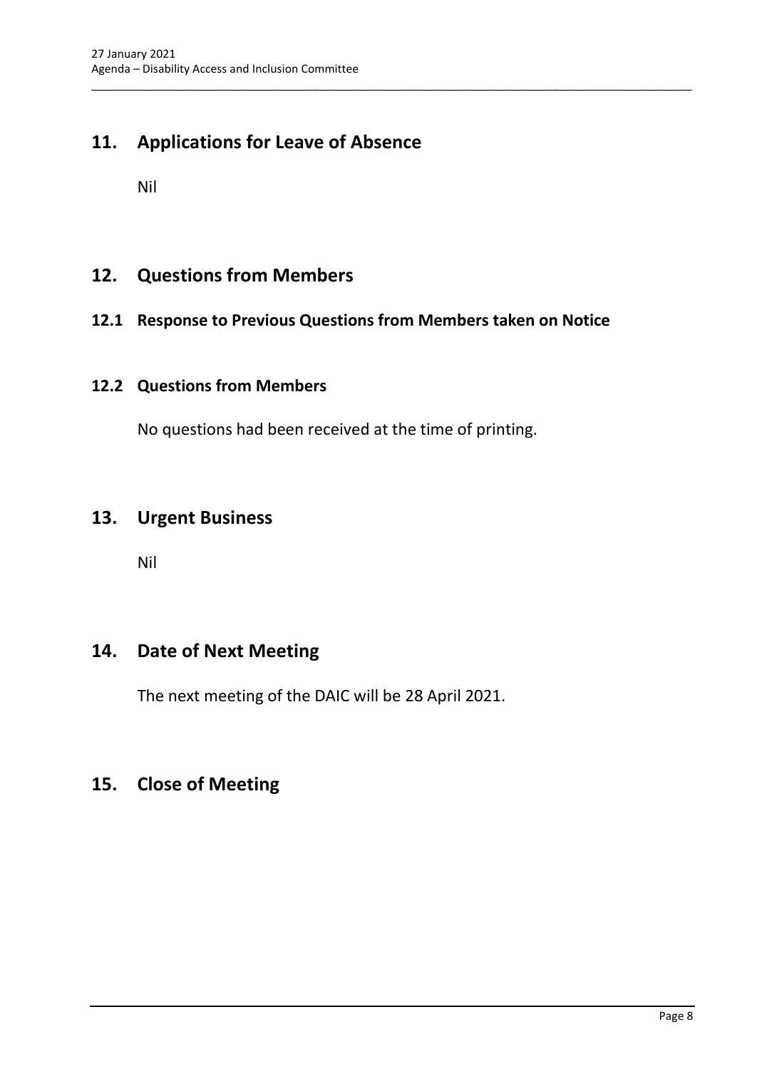# 11. Applications for Leave of Absence

Nil

# 12. Questions from Members

## 12.1 Response to Previous Questions from Members taken on Notice

## 12.2 Questions from Members

No questions had been received at the time of printing.

# 13. Urgent Business

Nil

# 14. Date of Next Meeting

The next meeting of the DAIC will be 28 April 2021.

# 15. Close of Meeting